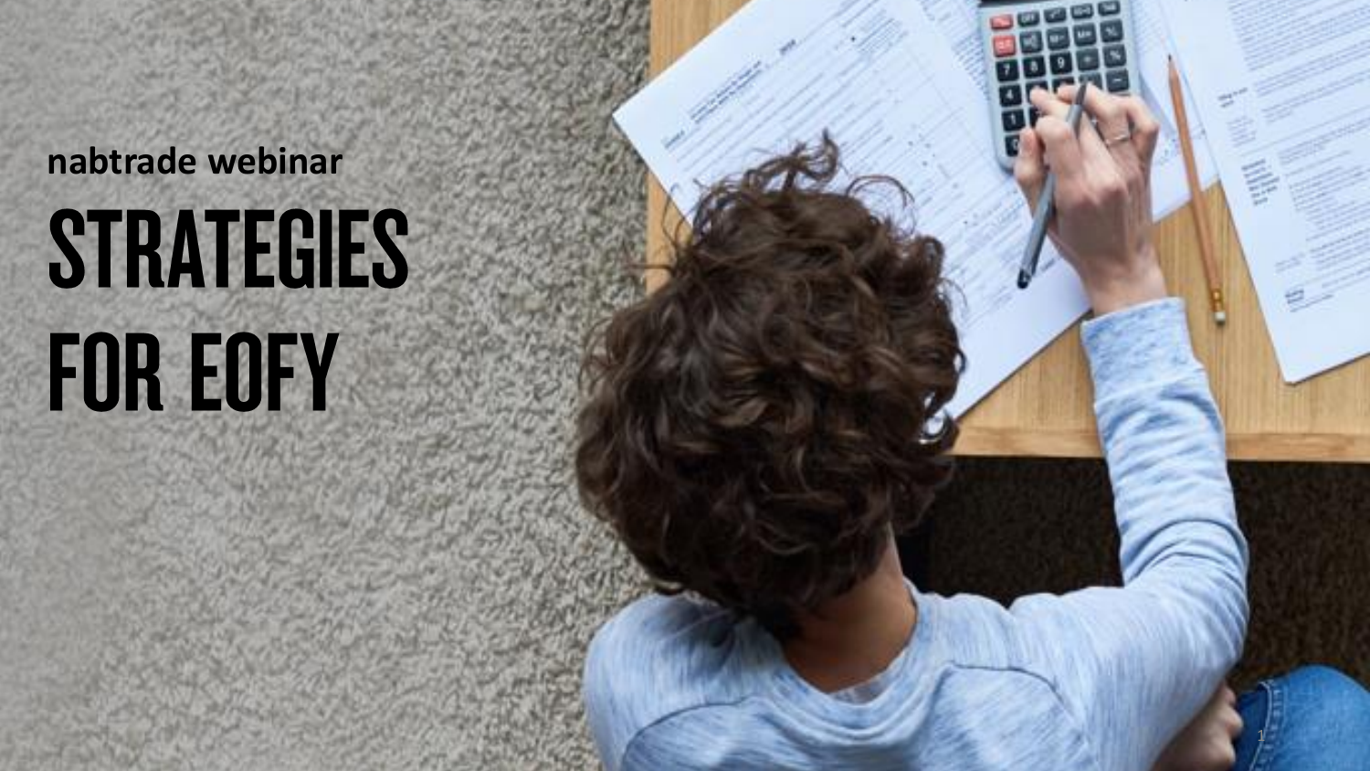nabtrade webinar

# STRATEGIES FOR EOFY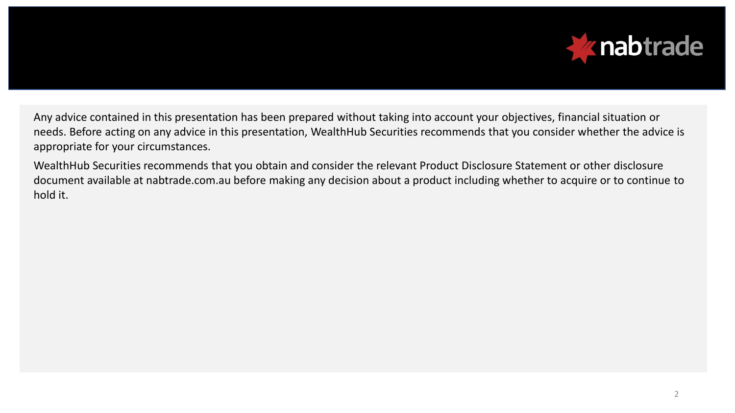Any advice contained in this presentation has been prepared without taking into account your objectives, financial situation or needs. Before acting on any advice in this presentation, WealthHub Securities recommends that you consider whether the advice is appropriate for your circumstances.

WealthHub Securities recommends that you obtain and consider the relevant Product Disclosure Statement or other disclosure document available at nabtrade.com.au before making any decision about a product including whether to acquire or to continue to hold it.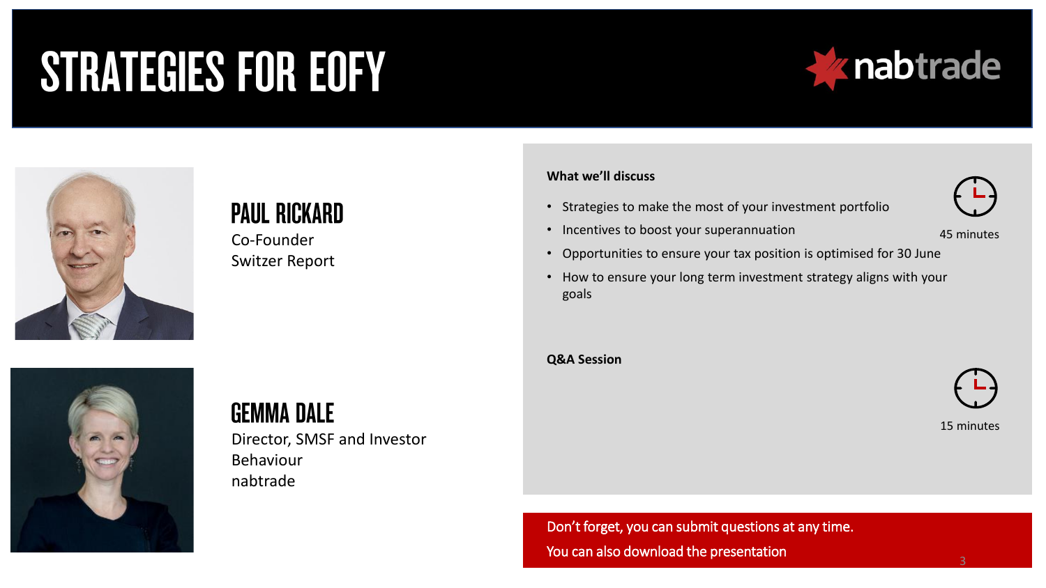# STRATEGIES FOR EOFY

nabtrade

## PAUL RICKARD

Co-Founder
Switzer Report

## GEMMA DALE

Director, SMSF and Investor Behaviour
nabtrade

**What we'll discuss**

45 minutes

- Strategies to make the most of your investment portfolio
- Incentives to boost your superannuation
- Opportunities to ensure your tax position is optimised for 30 June
- How to ensure your long term investment strategy aligns with your goals

**Q&A Session**

15 minutes

Don't forget, you can submit questions at any time.

You can also download the presentation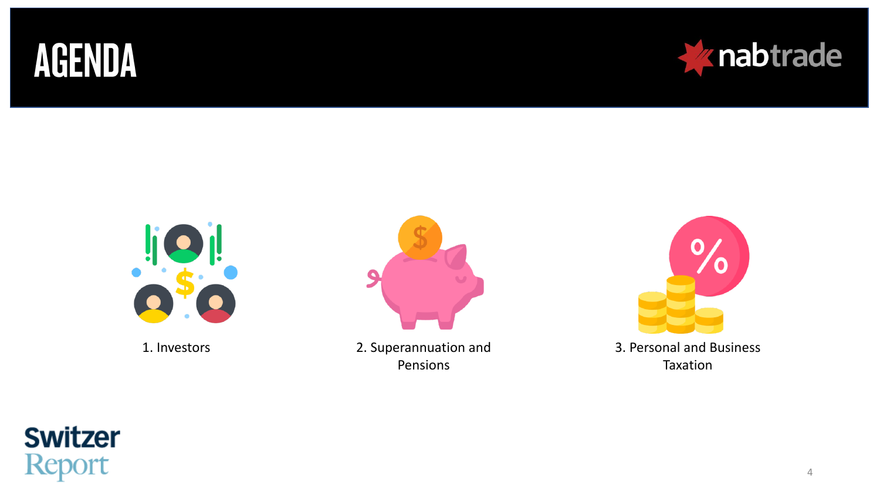# AGENDA

1. Investors
2. Superannuation and Pensions
3. Personal and Business Taxation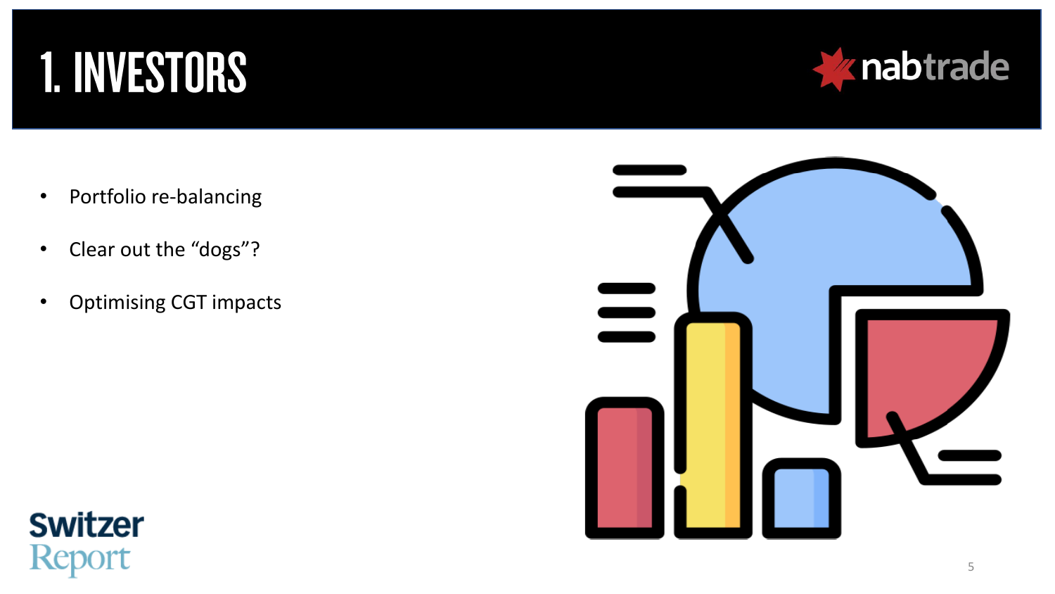# 1. INVESTORS

- Portfolio re-balancing
- Clear out the “dogs”?
- Optimising CGT impacts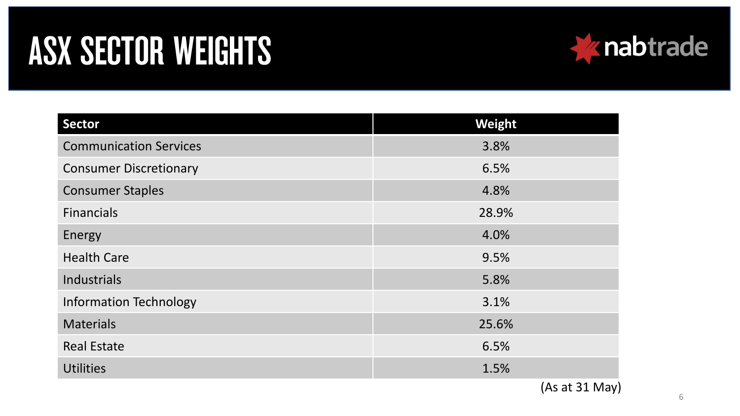# ASX SECTOR WEIGHTS

nabtrade

| Sector | Weight |
| --- | --- |
| Communication Services | 3.8% |
| Consumer Discretionary | 6.5% |
| Consumer Staples | 4.8% |
| Financials | 28.9% |
| Energy | 4.0% |
| Health Care | 9.5% |
| Industrials | 5.8% |
| Information Technology | 3.1% |
| Materials | 25.6% |
| Real Estate | 6.5% |
| Utilities | 1.5% |

(As at 31 May)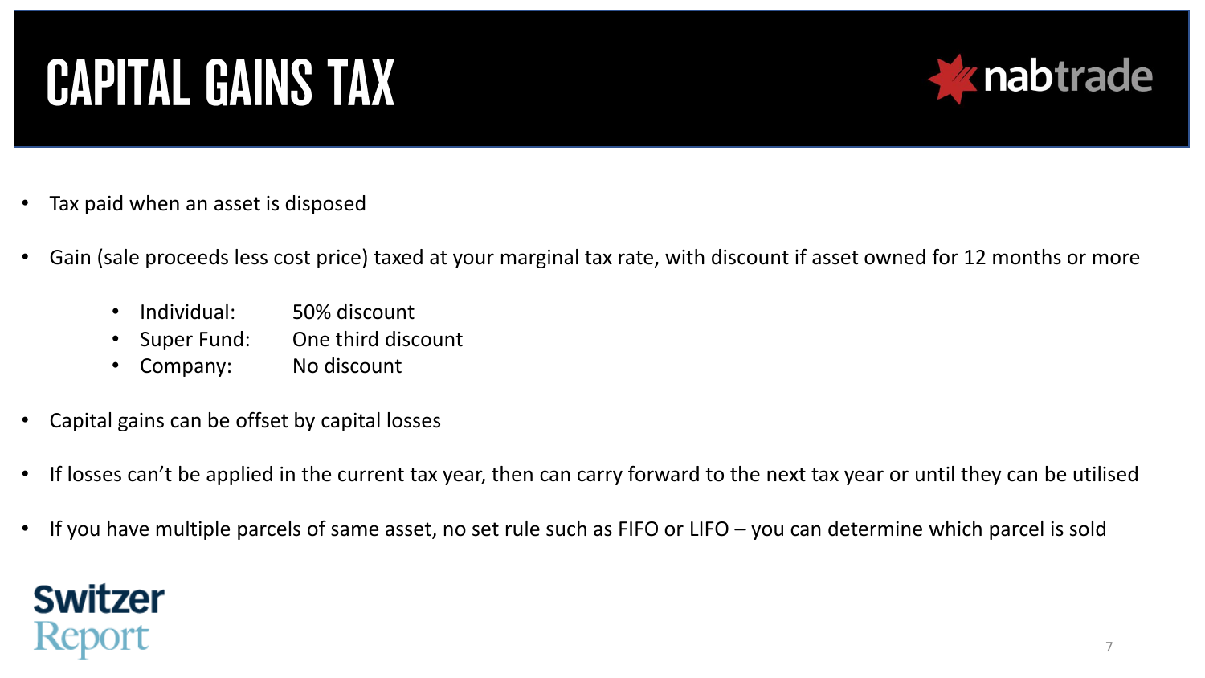# CAPITAL GAINS TAX

- Tax paid when an asset is disposed
- Gain (sale proceeds less cost price) taxed at your marginal tax rate, with discount if asset owned for 12 months or more
  - Individual: 50% discount
  - Super Fund: One third discount
  - Company: No discount
- Capital gains can be offset by capital losses
- If losses can't be applied in the current tax year, then can carry forward to the next tax year or until they can be utilised
- If you have multiple parcels of same asset, no set rule such as FIFO or LIFO – you can determine which parcel is sold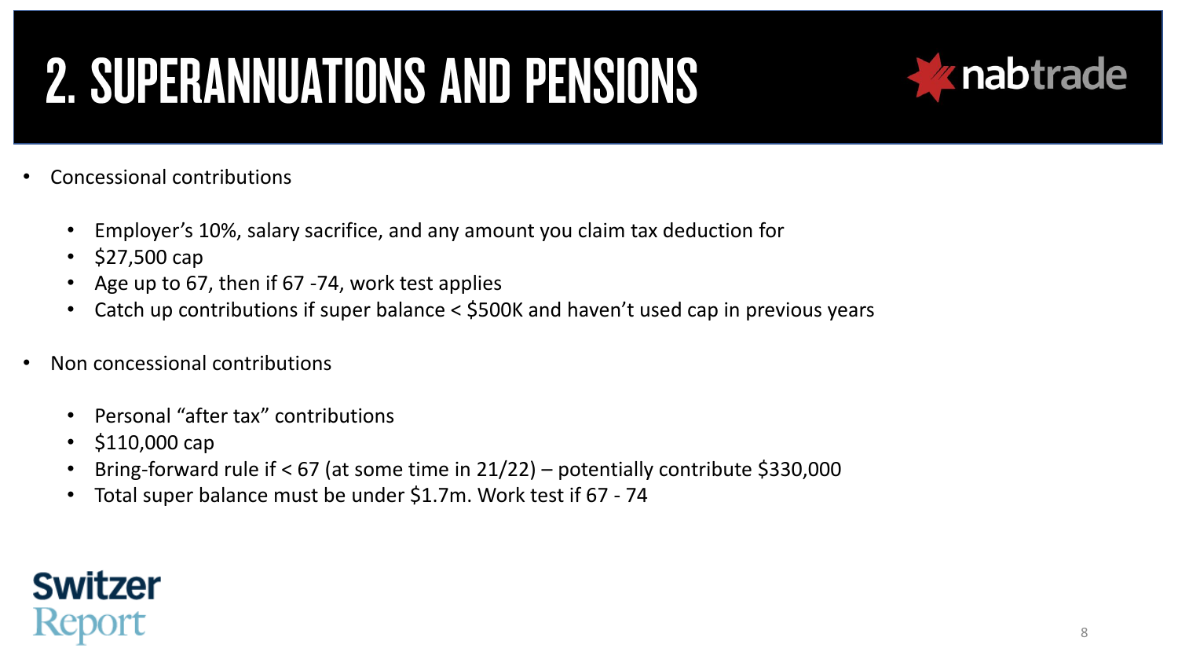# 2. SUPERANNUATIONS AND PENSIONS

- Concessional contributions
  - Employer's 10%, salary sacrifice, and any amount you claim tax deduction for
  - $27,500 cap
  - Age up to 67, then if 67 -74, work test applies
  - Catch up contributions if super balance < $500K and haven't used cap in previous years

- Non concessional contributions
  - Personal "after tax" contributions
  - $110,000 cap
  - Bring-forward rule if < 67 (at some time in 21/22) – potentially contribute $330,000
  - Total super balance must be under $1.7m. Work test if 67 - 74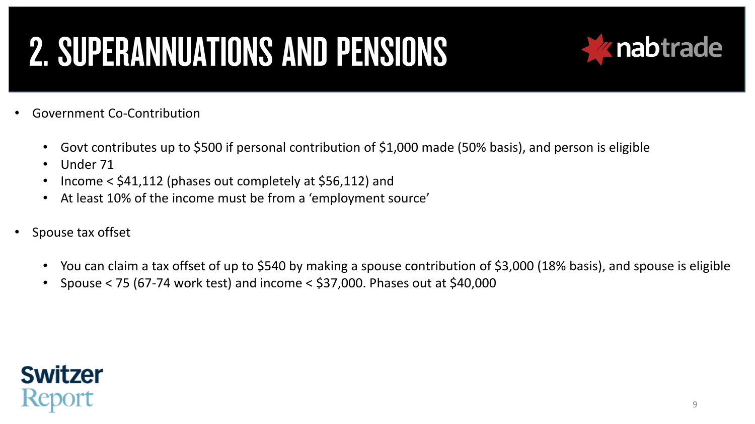# 2. SUPERANNUATIONS AND PENSIONS

- Government Co-Contribution
  - Govt contributes up to $500 if personal contribution of $1,000 made (50% basis), and person is eligible
  - Under 71
  - Income < $41,112 (phases out completely at $56,112) and
  - At least 10% of the income must be from a 'employment source'

- Spouse tax offset
  - You can claim a tax offset of up to $540 by making a spouse contribution of $3,000 (18% basis), and spouse is eligible
  - Spouse < 75 (67-74 work test) and income < $37,000. Phases out at $40,000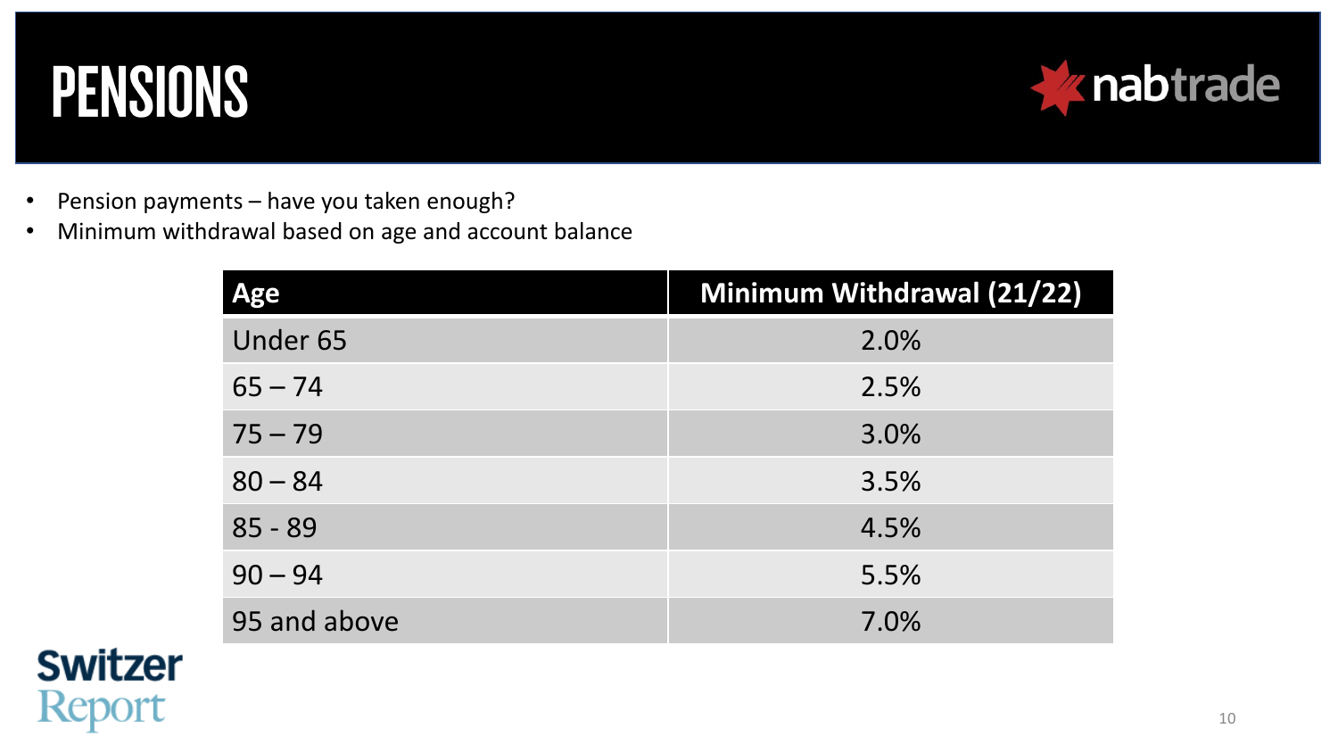# PENSIONS

- Pension payments – have you taken enough?
- Minimum withdrawal based on age and account balance

| Age | Minimum Withdrawal (21/22) |
|---|---|
| Under 65 | 2.0% |
| 65 – 74 | 2.5% |
| 75 – 79 | 3.0% |
| 80 – 84 | 3.5% |
| 85 - 89 | 4.5% |
| 90 – 94 | 5.5% |
| 95 and above | 7.0% |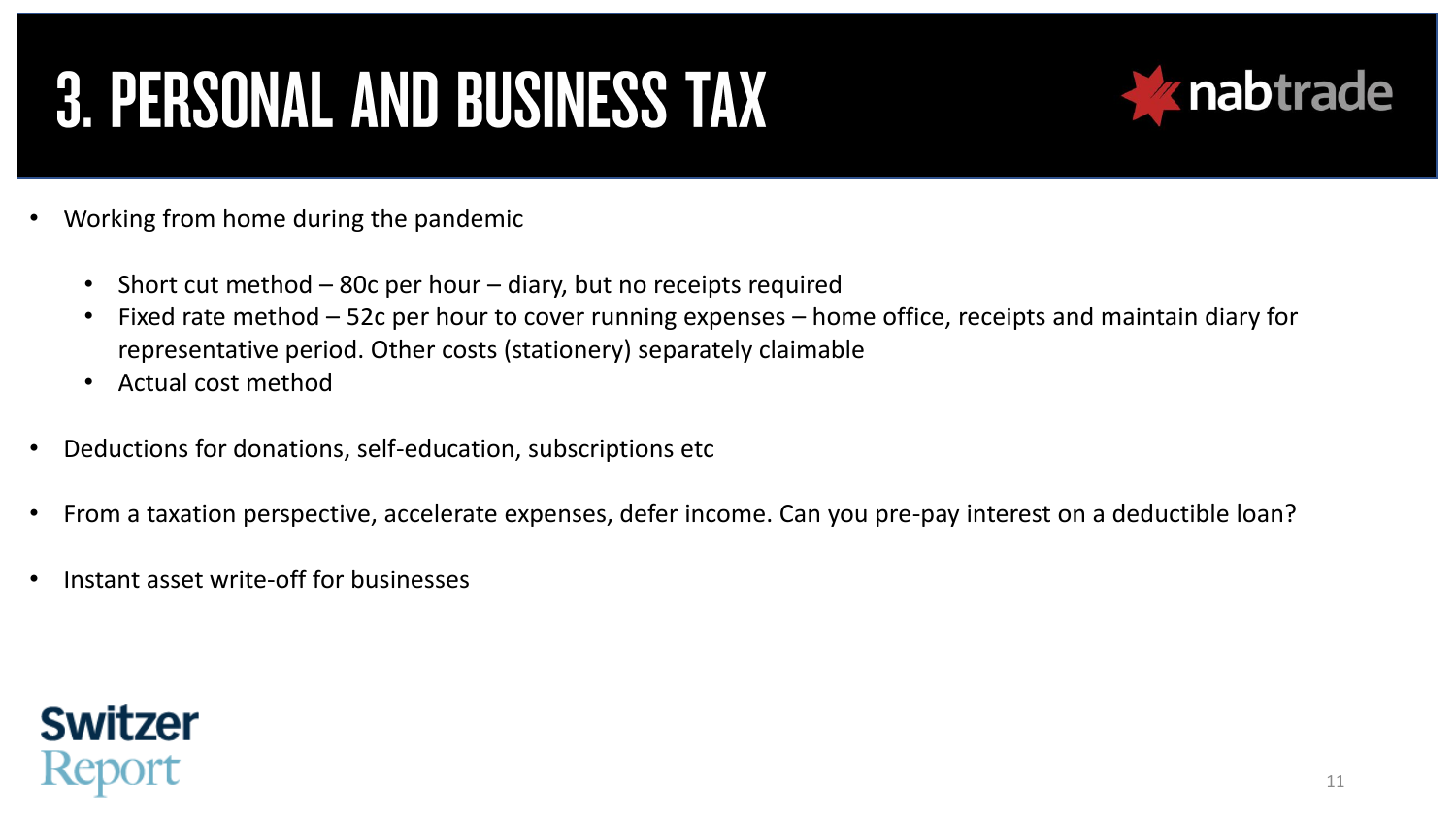# 3. PERSONAL AND BUSINESS TAX

- Working from home during the pandemic
  - Short cut method – 80c per hour – diary, but no receipts required
  - Fixed rate method – 52c per hour to cover running expenses – home office, receipts and maintain diary for representative period. Other costs (stationery) separately claimable
  - Actual cost method
- Deductions for donations, self-education, subscriptions etc
- From a taxation perspective, accelerate expenses, defer income. Can you pre-pay interest on a deductible loan?
- Instant asset write-off for businesses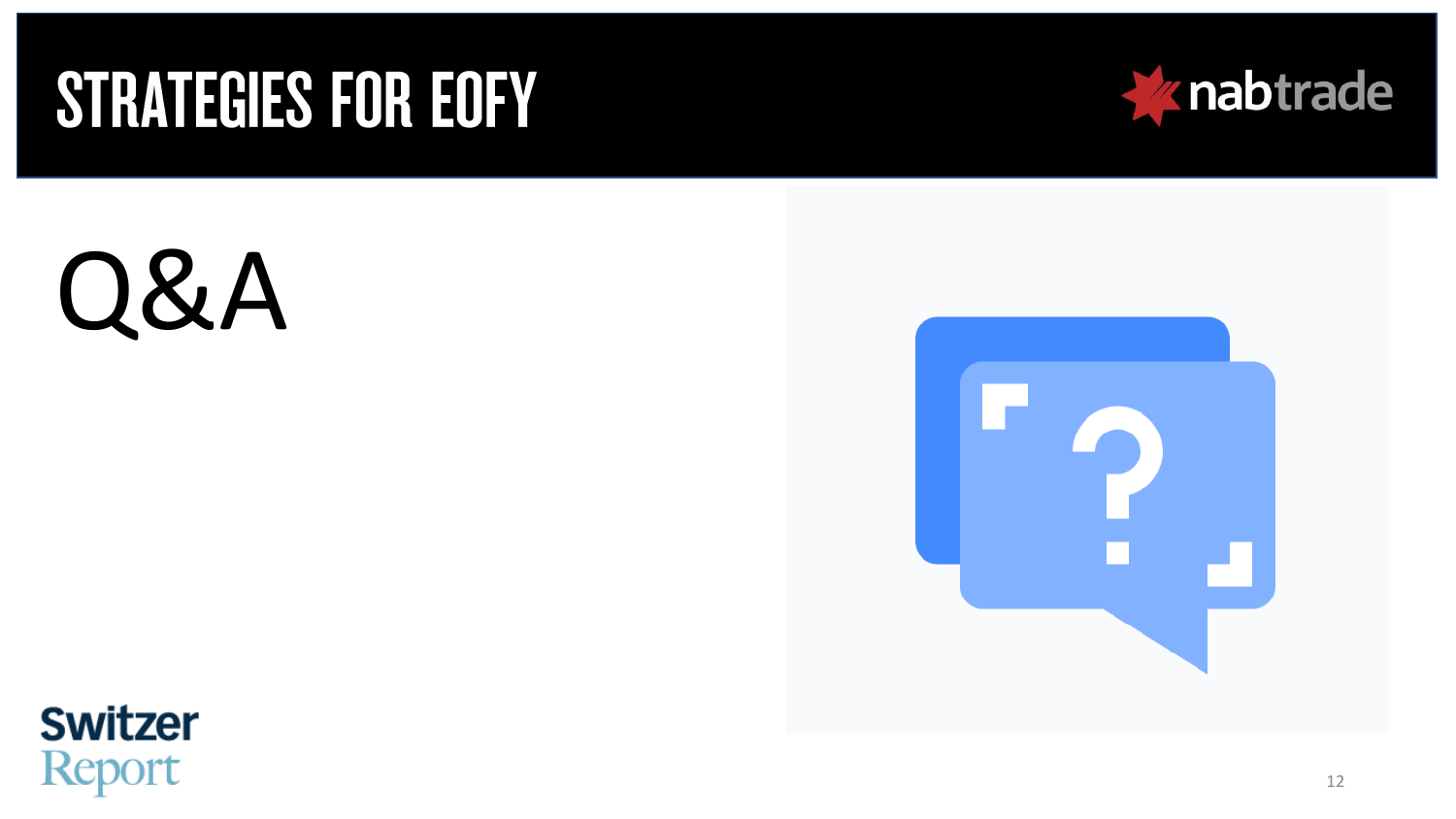# STRATEGIES FOR EOFY

nabtrade

## Q&A

Switzer Report